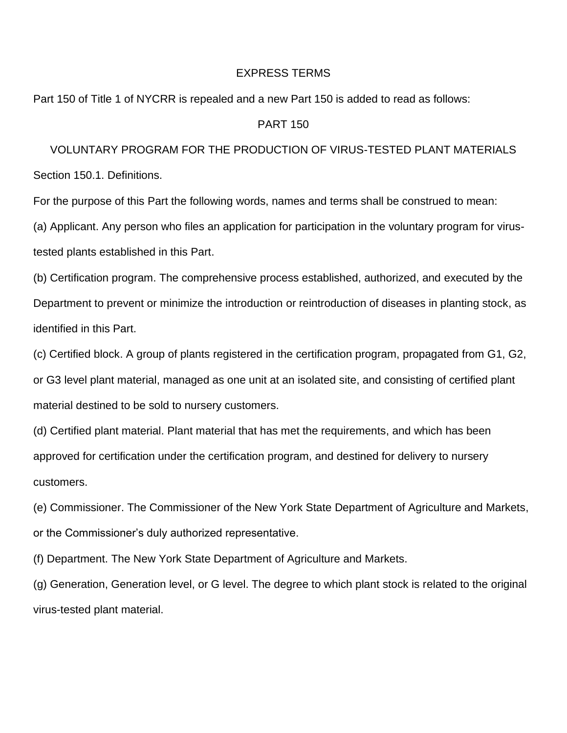# EXPRESS TERMS

Part 150 of Title 1 of NYCRR is repealed and a new Part 150 is added to read as follows:

## PART 150

## VOLUNTARY PROGRAM FOR THE PRODUCTION OF VIRUS-TESTED PLANT MATERIALS

### Section 150.1. Definitions.

For the purpose of this Part the following words, names and terms shall be construed to mean:

(a) Applicant. Any person who files an application for participation in the voluntary program for virus-tested plants established in this Part.

(b) Certification program. The comprehensive process established, authorized, and executed by the Department to prevent or minimize the introduction or reintroduction of diseases in planting stock, as identified in this Part.

(c) Certified block. A group of plants registered in the certification program, propagated from G1, G2, or G3 level plant material, managed as one unit at an isolated site, and consisting of certified plant material destined to be sold to nursery customers.

(d) Certified plant material. Plant material that has met the requirements, and which has been approved for certification under the certification program, and destined for delivery to nursery customers.

(e) Commissioner. The Commissioner of the New York State Department of Agriculture and Markets, or the Commissioner's duly authorized representative.

(f) Department. The New York State Department of Agriculture and Markets.

(g) Generation, Generation level, or G level. The degree to which plant stock is related to the original virus-tested plant material.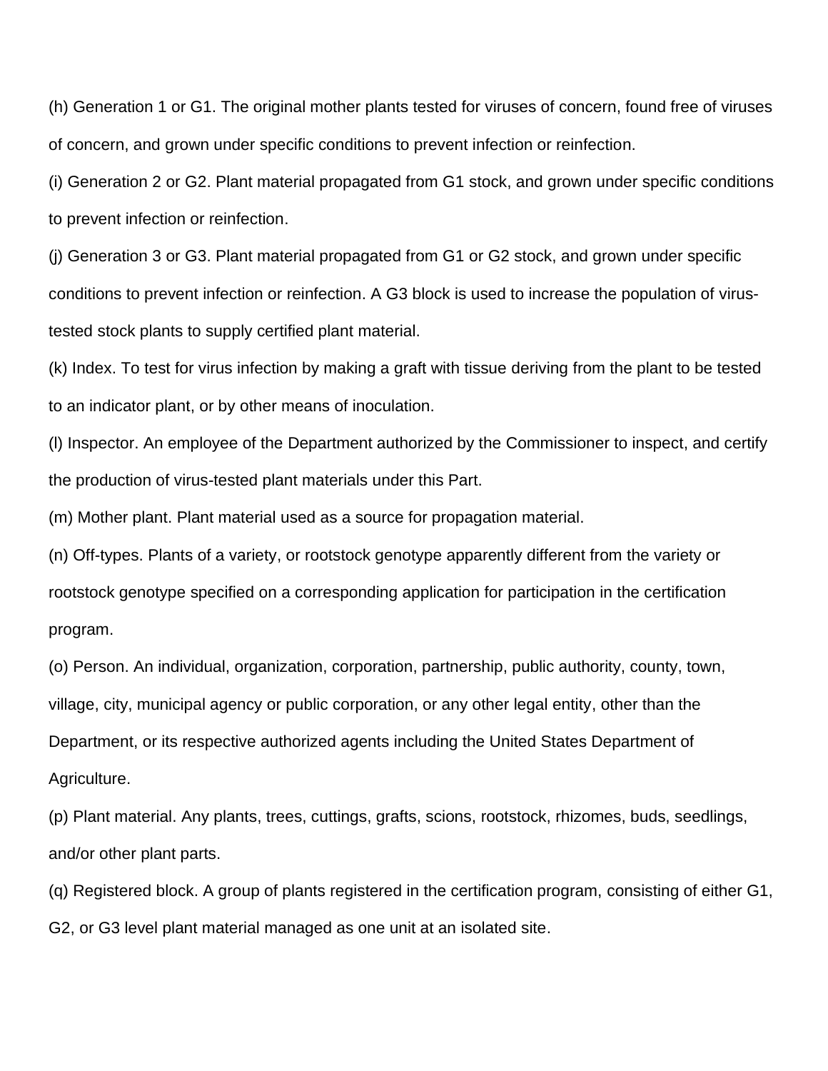(h) Generation 1 or G1. The original mother plants tested for viruses of concern, found free of viruses of concern, and grown under specific conditions to prevent infection or reinfection.

(i) Generation 2 or G2. Plant material propagated from G1 stock, and grown under specific conditions to prevent infection or reinfection.

(j) Generation 3 or G3. Plant material propagated from G1 or G2 stock, and grown under specific conditions to prevent infection or reinfection. A G3 block is used to increase the population of virus-tested stock plants to supply certified plant material.

(k) Index. To test for virus infection by making a graft with tissue deriving from the plant to be tested to an indicator plant, or by other means of inoculation.

(l) Inspector. An employee of the Department authorized by the Commissioner to inspect, and certify the production of virus-tested plant materials under this Part.

(m) Mother plant. Plant material used as a source for propagation material.

(n) Off-types. Plants of a variety, or rootstock genotype apparently different from the variety or rootstock genotype specified on a corresponding application for participation in the certification program.

(o) Person. An individual, organization, corporation, partnership, public authority, county, town, village, city, municipal agency or public corporation, or any other legal entity, other than the Department, or its respective authorized agents including the United States Department of Agriculture.

(p) Plant material. Any plants, trees, cuttings, grafts, scions, rootstock, rhizomes, buds, seedlings, and/or other plant parts.

(q) Registered block. A group of plants registered in the certification program, consisting of either G1, G2, or G3 level plant material managed as one unit at an isolated site.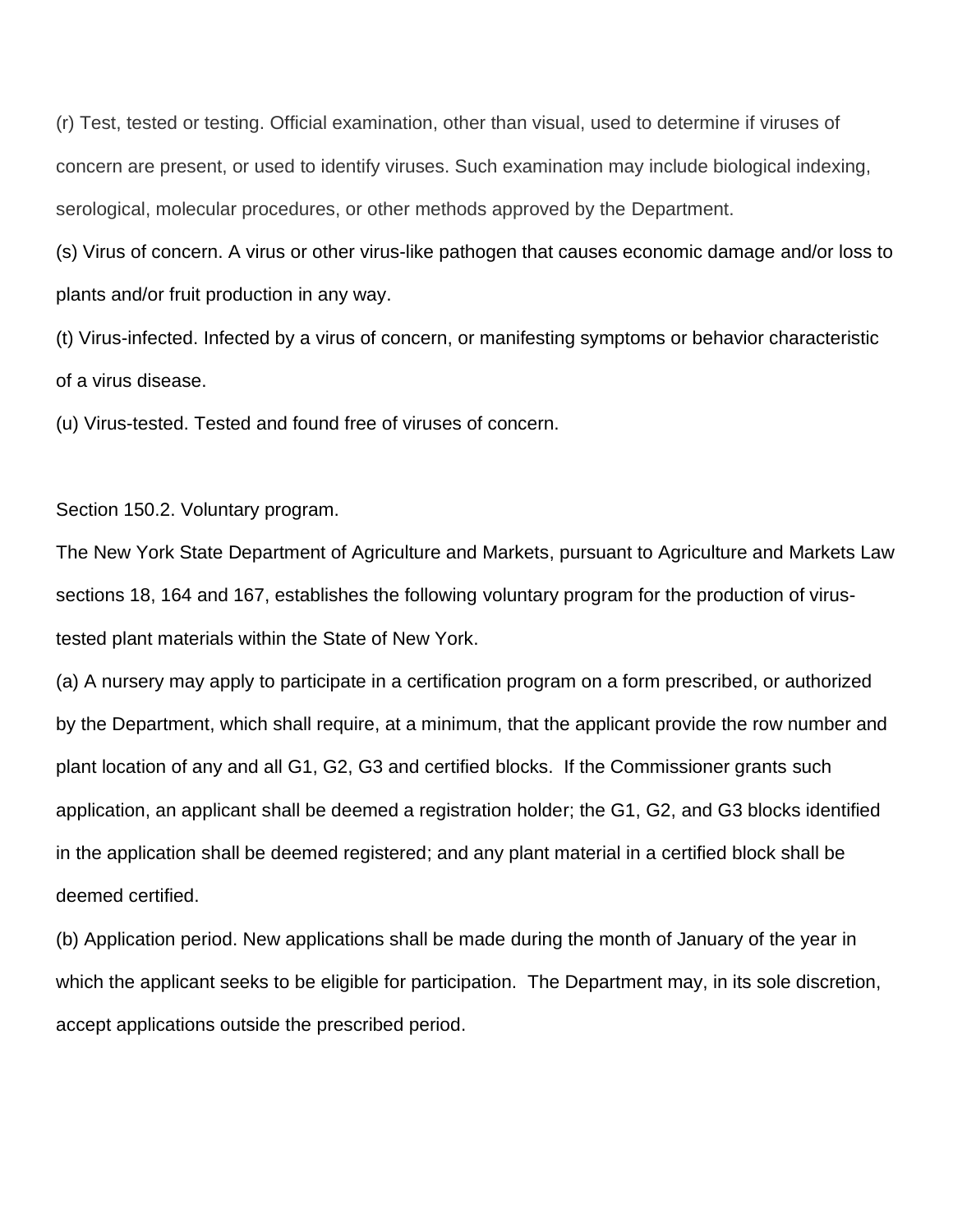(r) Test, tested or testing. Official examination, other than visual, used to determine if viruses of concern are present, or used to identify viruses. Such examination may include biological indexing, serological, molecular procedures, or other methods approved by the Department.

(s) Virus of concern. A virus or other virus-like pathogen that causes economic damage and/or loss to plants and/or fruit production in any way.

(t) Virus-infected. Infected by a virus of concern, or manifesting symptoms or behavior characteristic of a virus disease.

(u) Virus-tested. Tested and found free of viruses of concern.

Section 150.2. Voluntary program.

The New York State Department of Agriculture and Markets, pursuant to Agriculture and Markets Law sections 18, 164 and 167, establishes the following voluntary program for the production of virus-tested plant materials within the State of New York.

(a) A nursery may apply to participate in a certification program on a form prescribed, or authorized by the Department, which shall require, at a minimum, that the applicant provide the row number and plant location of any and all G1, G2, G3 and certified blocks. If the Commissioner grants such application, an applicant shall be deemed a registration holder; the G1, G2, and G3 blocks identified in the application shall be deemed registered; and any plant material in a certified block shall be deemed certified.

(b) Application period. New applications shall be made during the month of January of the year in which the applicant seeks to be eligible for participation. The Department may, in its sole discretion, accept applications outside the prescribed period.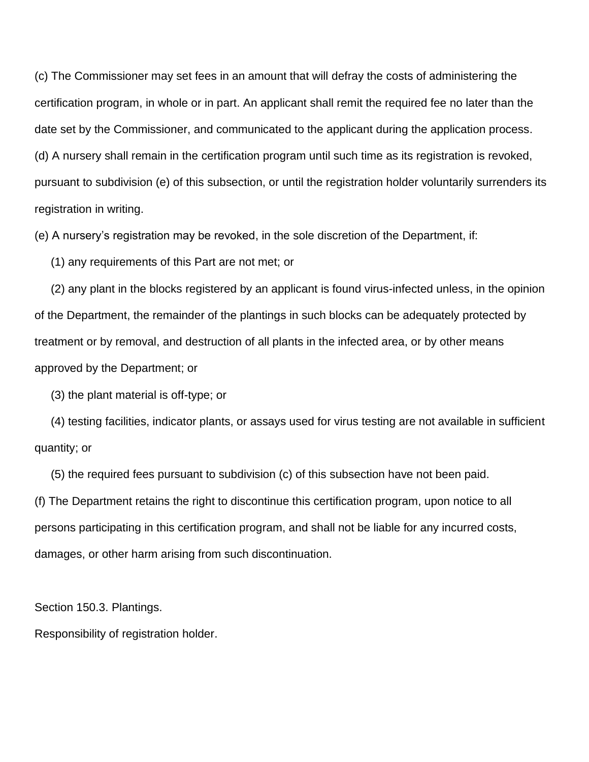(c) The Commissioner may set fees in an amount that will defray the costs of administering the certification program, in whole or in part. An applicant shall remit the required fee no later than the date set by the Commissioner, and communicated to the applicant during the application process.

(d) A nursery shall remain in the certification program until such time as its registration is revoked, pursuant to subdivision (e) of this subsection, or until the registration holder voluntarily surrenders its registration in writing.

(e) A nursery's registration may be revoked, in the sole discretion of the Department, if:

(1) any requirements of this Part are not met; or

(2) any plant in the blocks registered by an applicant is found virus-infected unless, in the opinion of the Department, the remainder of the plantings in such blocks can be adequately protected by treatment or by removal, and destruction of all plants in the infected area, or by other means approved by the Department; or

(3) the plant material is off-type; or

(4) testing facilities, indicator plants, or assays used for virus testing are not available in sufficient quantity; or

(5) the required fees pursuant to subdivision (c) of this subsection have not been paid.

(f) The Department retains the right to discontinue this certification program, upon notice to all persons participating in this certification program, and shall not be liable for any incurred costs, damages, or other harm arising from such discontinuation.

Section 150.3. Plantings.

Responsibility of registration holder.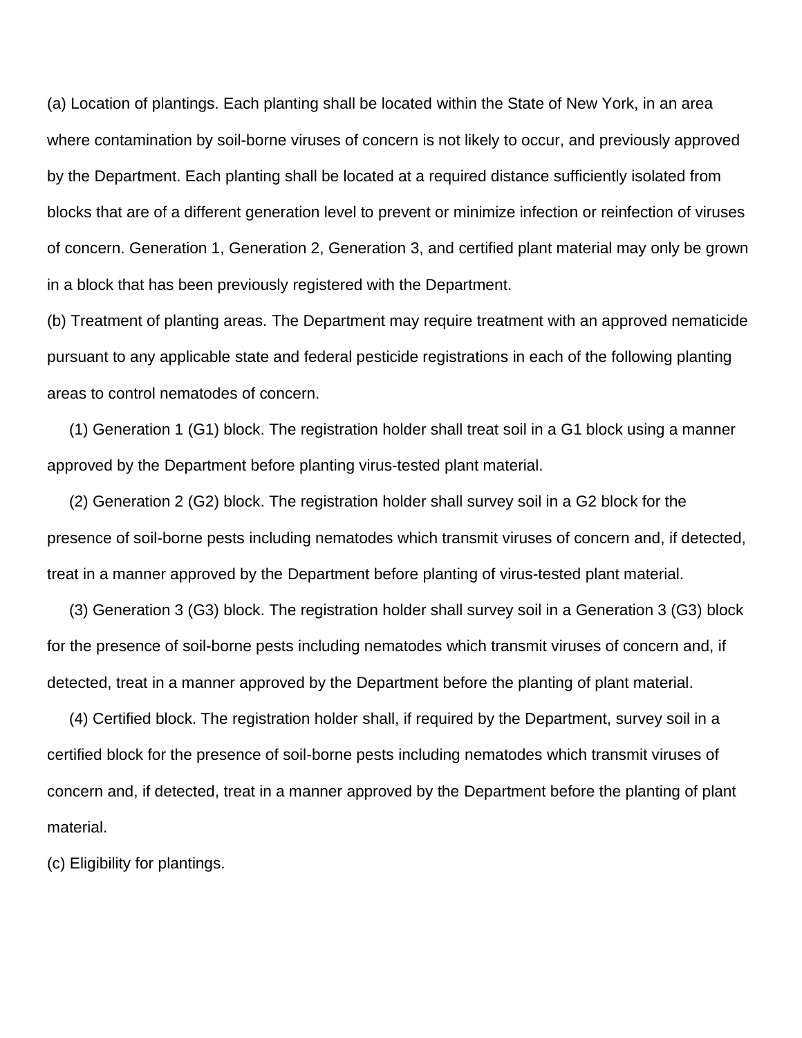(a) Location of plantings. Each planting shall be located within the State of New York, in an area where contamination by soil-borne viruses of concern is not likely to occur, and previously approved by the Department. Each planting shall be located at a required distance sufficiently isolated from blocks that are of a different generation level to prevent or minimize infection or reinfection of viruses of concern. Generation 1, Generation 2, Generation 3, and certified plant material may only be grown in a block that has been previously registered with the Department.

(b) Treatment of planting areas. The Department may require treatment with an approved nematicide pursuant to any applicable state and federal pesticide registrations in each of the following planting areas to control nematodes of concern.

(1) Generation 1 (G1) block. The registration holder shall treat soil in a G1 block using a manner approved by the Department before planting virus-tested plant material.

(2) Generation 2 (G2) block. The registration holder shall survey soil in a G2 block for the presence of soil-borne pests including nematodes which transmit viruses of concern and, if detected, treat in a manner approved by the Department before planting of virus-tested plant material.

(3) Generation 3 (G3) block. The registration holder shall survey soil in a Generation 3 (G3) block for the presence of soil-borne pests including nematodes which transmit viruses of concern and, if detected, treat in a manner approved by the Department before the planting of plant material.

(4) Certified block. The registration holder shall, if required by the Department, survey soil in a certified block for the presence of soil-borne pests including nematodes which transmit viruses of concern and, if detected, treat in a manner approved by the Department before the planting of plant material.

(c) Eligibility for plantings.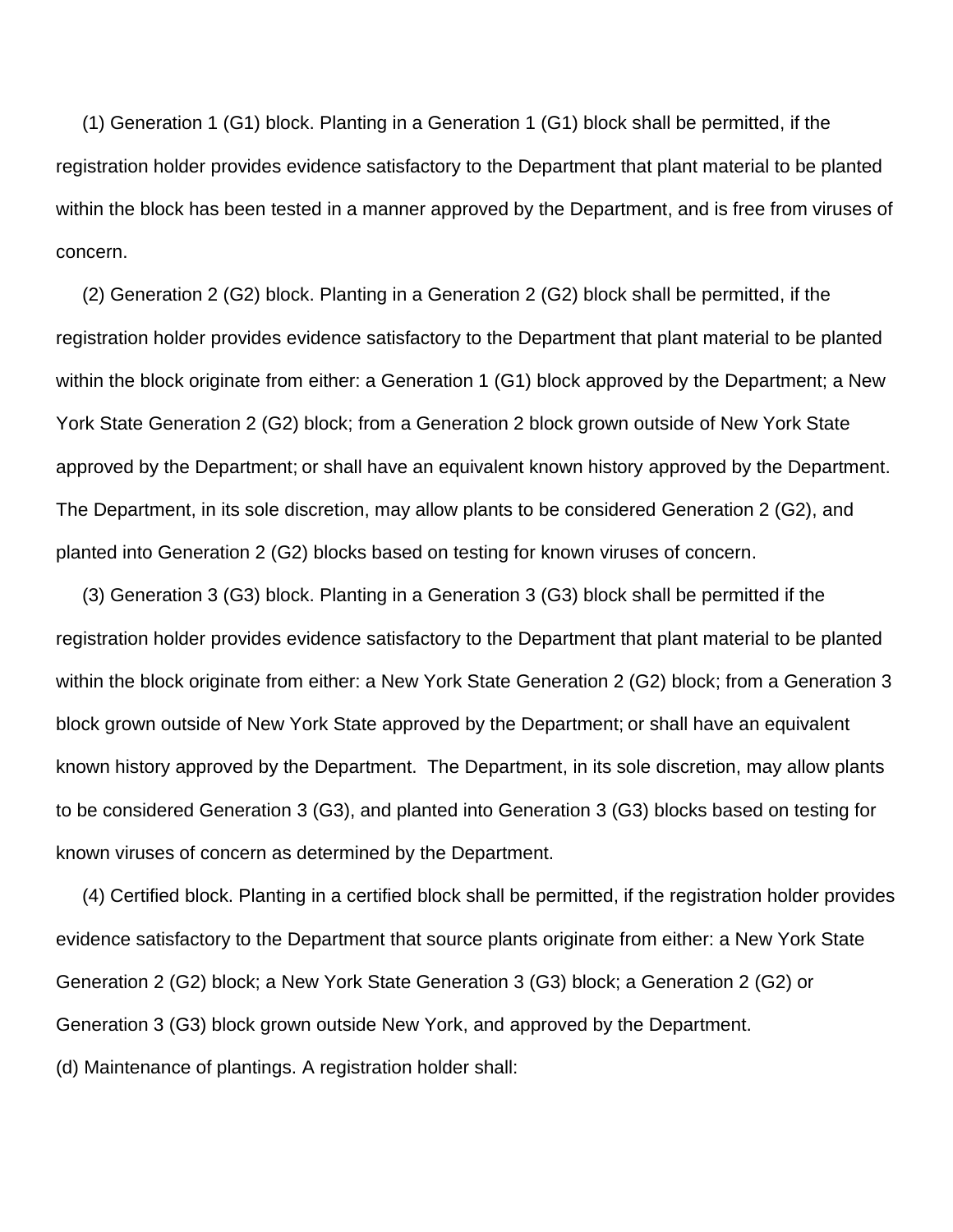(1) Generation 1 (G1) block. Planting in a Generation 1 (G1) block shall be permitted, if the registration holder provides evidence satisfactory to the Department that plant material to be planted within the block has been tested in a manner approved by the Department, and is free from viruses of concern.

(2) Generation 2 (G2) block. Planting in a Generation 2 (G2) block shall be permitted, if the registration holder provides evidence satisfactory to the Department that plant material to be planted within the block originate from either: a Generation 1 (G1) block approved by the Department; a New York State Generation 2 (G2) block; from a Generation 2 block grown outside of New York State approved by the Department; or shall have an equivalent known history approved by the Department. The Department, in its sole discretion, may allow plants to be considered Generation 2 (G2), and planted into Generation 2 (G2) blocks based on testing for known viruses of concern.

(3) Generation 3 (G3) block. Planting in a Generation 3 (G3) block shall be permitted if the registration holder provides evidence satisfactory to the Department that plant material to be planted within the block originate from either: a New York State Generation 2 (G2) block; from a Generation 3 block grown outside of New York State approved by the Department; or shall have an equivalent known history approved by the Department. The Department, in its sole discretion, may allow plants to be considered Generation 3 (G3), and planted into Generation 3 (G3) blocks based on testing for known viruses of concern as determined by the Department.

(4) Certified block. Planting in a certified block shall be permitted, if the registration holder provides evidence satisfactory to the Department that source plants originate from either: a New York State Generation 2 (G2) block; a New York State Generation 3 (G3) block; a Generation 2 (G2) or Generation 3 (G3) block grown outside New York, and approved by the Department.

(d) Maintenance of plantings. A registration holder shall: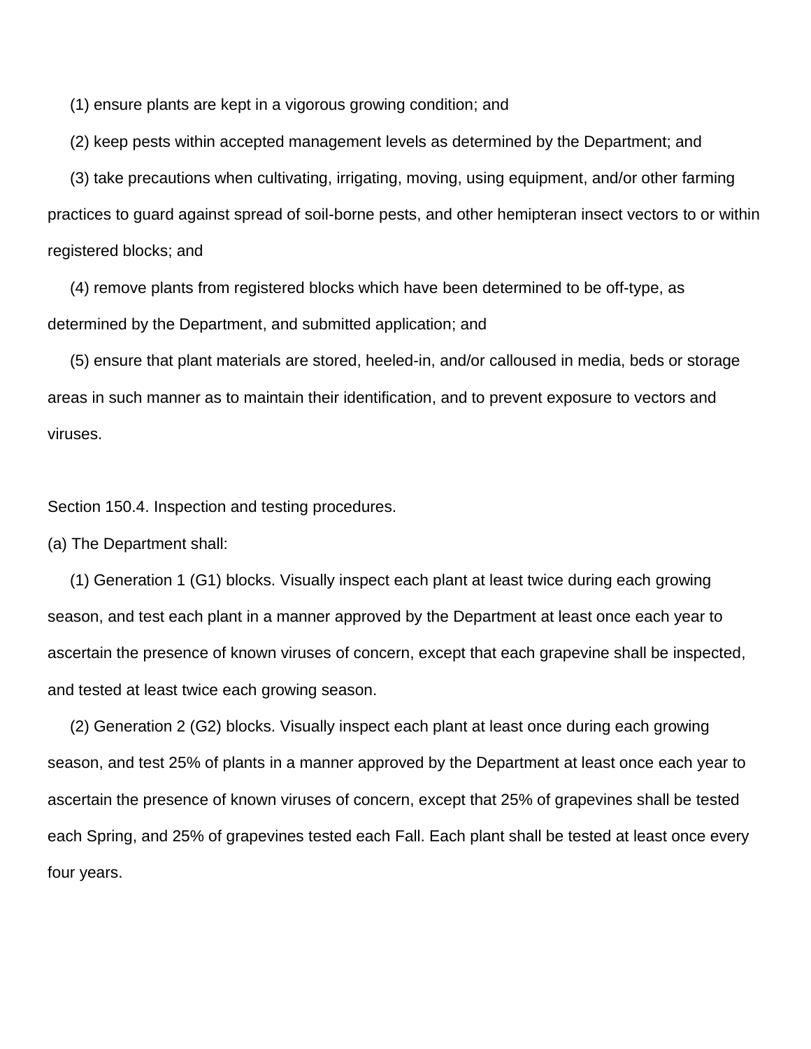(1) ensure plants are kept in a vigorous growing condition; and

(2) keep pests within accepted management levels as determined by the Department; and

(3) take precautions when cultivating, irrigating, moving, using equipment, and/or other farming practices to guard against spread of soil-borne pests, and other hemipteran insect vectors to or within registered blocks; and

(4) remove plants from registered blocks which have been determined to be off-type, as determined by the Department, and submitted application; and

(5) ensure that plant materials are stored, heeled-in, and/or calloused in media, beds or storage areas in such manner as to maintain their identification, and to prevent exposure to vectors and viruses.

Section 150.4. Inspection and testing procedures.

(a) The Department shall:

(1) Generation 1 (G1) blocks. Visually inspect each plant at least twice during each growing season, and test each plant in a manner approved by the Department at least once each year to ascertain the presence of known viruses of concern, except that each grapevine shall be inspected, and tested at least twice each growing season.

(2) Generation 2 (G2) blocks. Visually inspect each plant at least once during each growing season, and test 25% of plants in a manner approved by the Department at least once each year to ascertain the presence of known viruses of concern, except that 25% of grapevines shall be tested each Spring, and 25% of grapevines tested each Fall. Each plant shall be tested at least once every four years.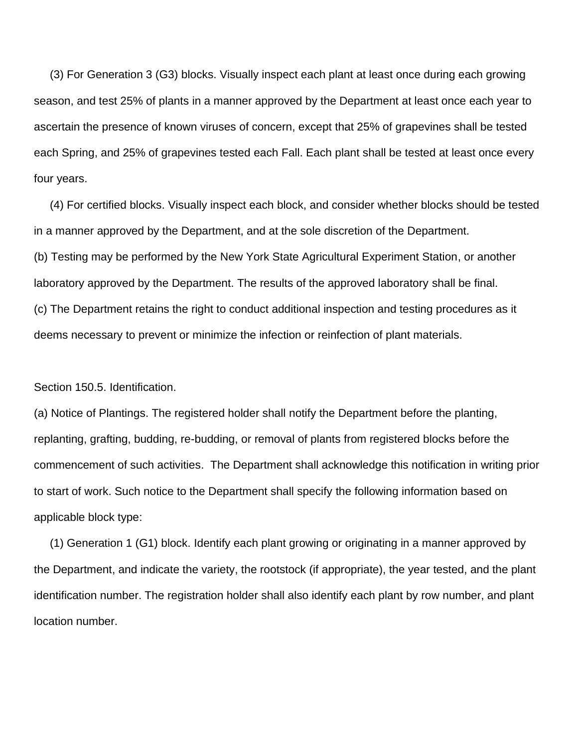(3) For Generation 3 (G3) blocks. Visually inspect each plant at least once during each growing season, and test 25% of plants in a manner approved by the Department at least once each year to ascertain the presence of known viruses of concern, except that 25% of grapevines shall be tested each Spring, and 25% of grapevines tested each Fall. Each plant shall be tested at least once every four years.

(4) For certified blocks. Visually inspect each block, and consider whether blocks should be tested in a manner approved by the Department, and at the sole discretion of the Department.

(b) Testing may be performed by the New York State Agricultural Experiment Station, or another laboratory approved by the Department. The results of the approved laboratory shall be final.

(c) The Department retains the right to conduct additional inspection and testing procedures as it deems necessary to prevent or minimize the infection or reinfection of plant materials.

Section 150.5. Identification.

(a) Notice of Plantings. The registered holder shall notify the Department before the planting, replanting, grafting, budding, re-budding, or removal of plants from registered blocks before the commencement of such activities. The Department shall acknowledge this notification in writing prior to start of work. Such notice to the Department shall specify the following information based on applicable block type:

(1) Generation 1 (G1) block. Identify each plant growing or originating in a manner approved by the Department, and indicate the variety, the rootstock (if appropriate), the year tested, and the plant identification number. The registration holder shall also identify each plant by row number, and plant location number.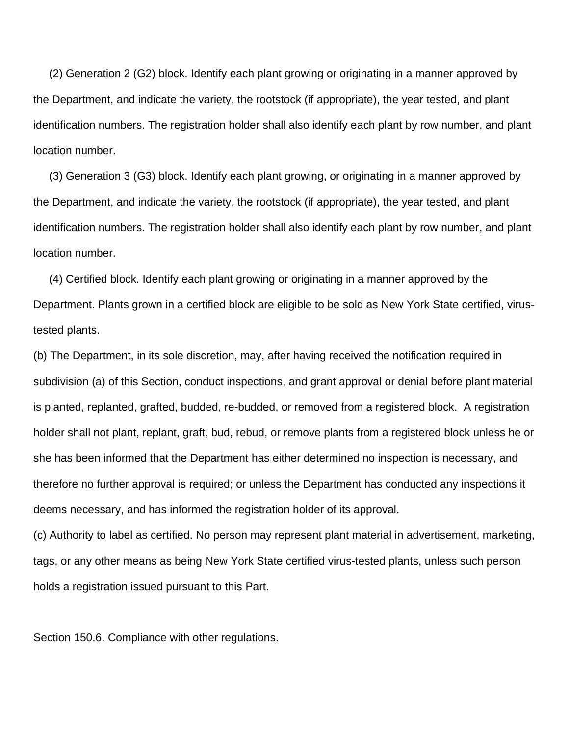(2) Generation 2 (G2) block. Identify each plant growing or originating in a manner approved by the Department, and indicate the variety, the rootstock (if appropriate), the year tested, and plant identification numbers. The registration holder shall also identify each plant by row number, and plant location number.

(3) Generation 3 (G3) block. Identify each plant growing, or originating in a manner approved by the Department, and indicate the variety, the rootstock (if appropriate), the year tested, and plant identification numbers. The registration holder shall also identify each plant by row number, and plant location number.

(4) Certified block. Identify each plant growing or originating in a manner approved by the Department. Plants grown in a certified block are eligible to be sold as New York State certified, virus-tested plants.

(b) The Department, in its sole discretion, may, after having received the notification required in subdivision (a) of this Section, conduct inspections, and grant approval or denial before plant material is planted, replanted, grafted, budded, re-budded, or removed from a registered block. A registration holder shall not plant, replant, graft, bud, rebud, or remove plants from a registered block unless he or she has been informed that the Department has either determined no inspection is necessary, and therefore no further approval is required; or unless the Department has conducted any inspections it deems necessary, and has informed the registration holder of its approval.

(c) Authority to label as certified. No person may represent plant material in advertisement, marketing, tags, or any other means as being New York State certified virus-tested plants, unless such person holds a registration issued pursuant to this Part.

Section 150.6. Compliance with other regulations.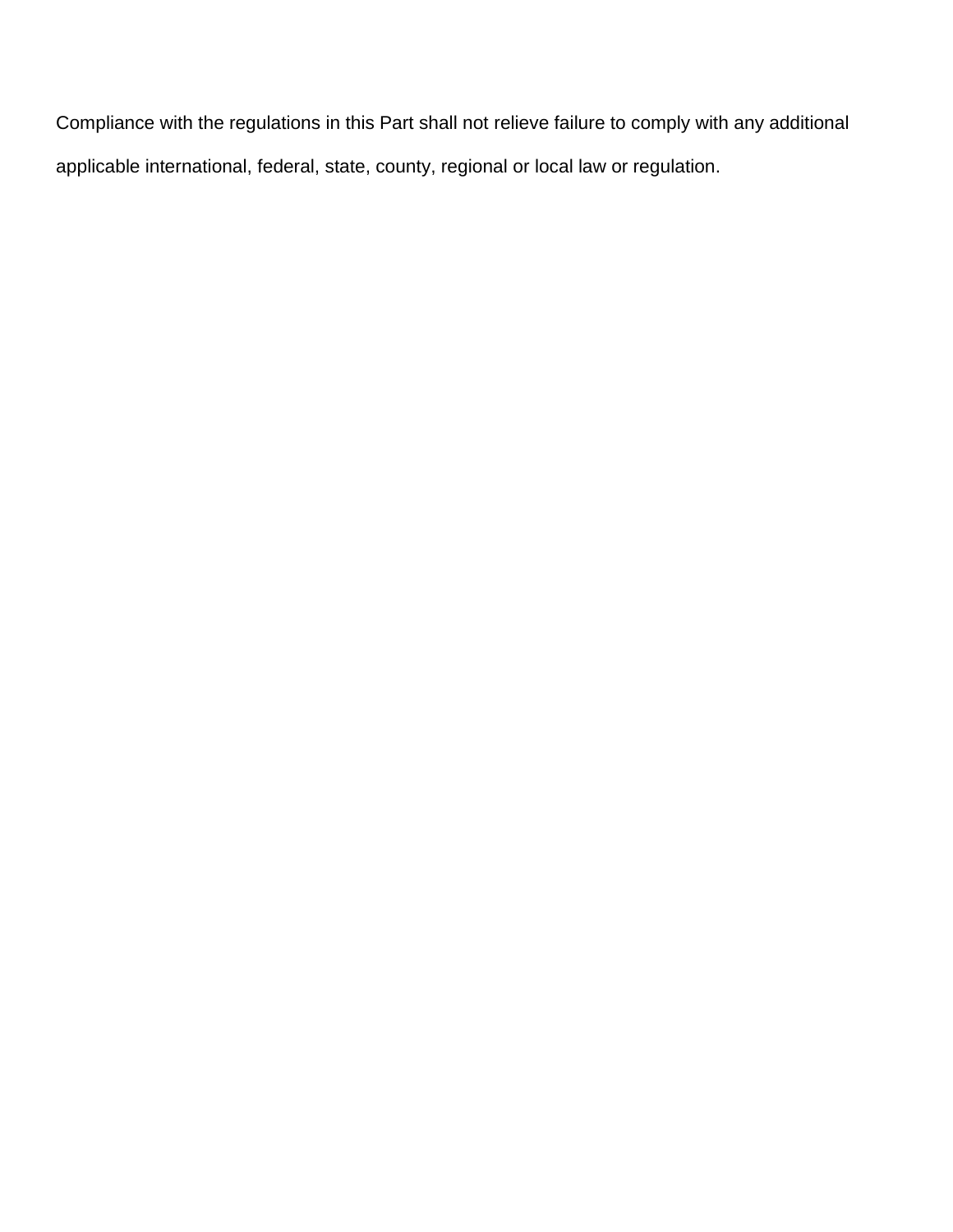Compliance with the regulations in this Part shall not relieve failure to comply with any additional applicable international, federal, state, county, regional or local law or regulation.